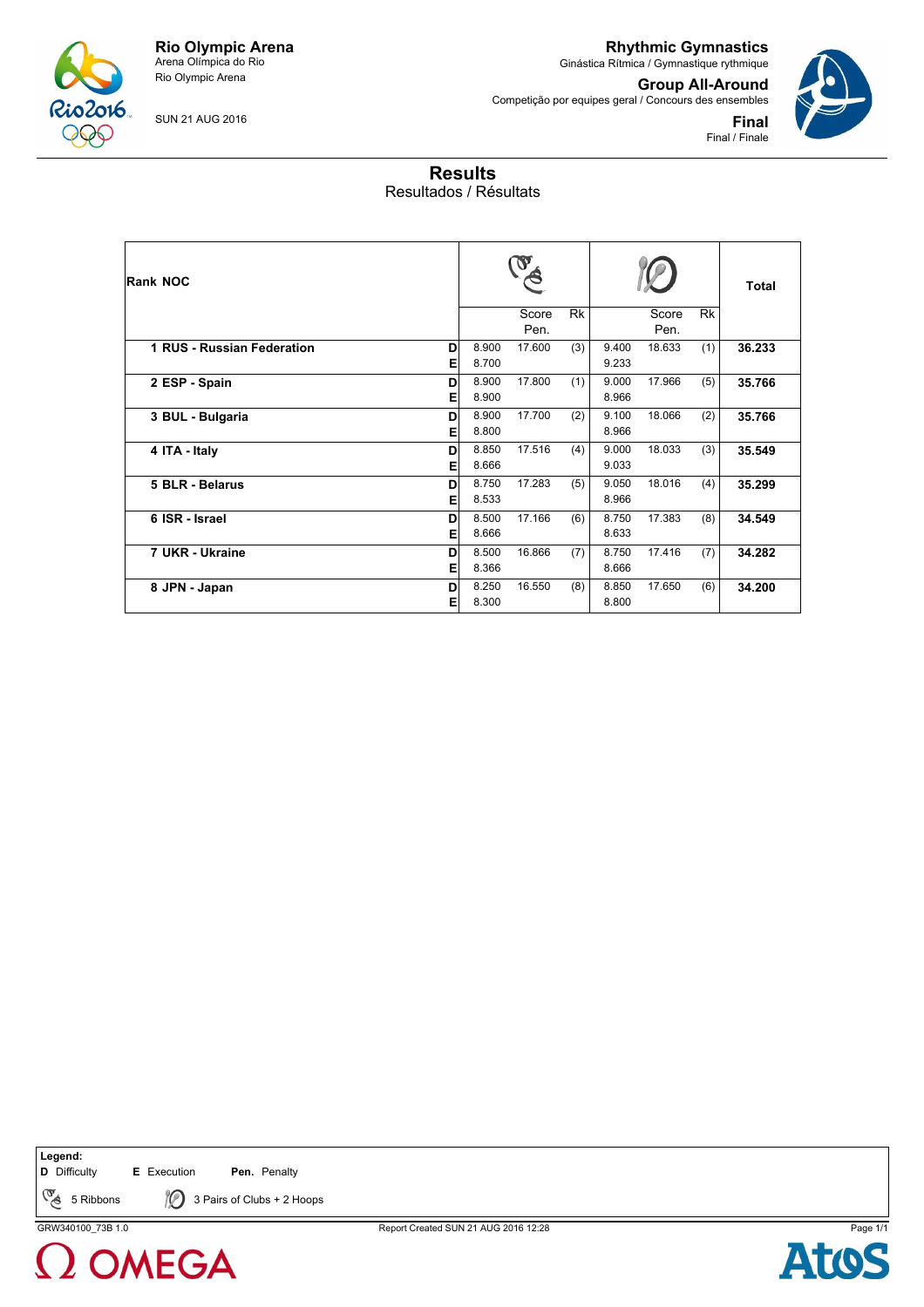**Rio Olympic Arena**
Arena Olímpica do Rio
Rio Olympic Arena

SUN 21 AUG 2016

**Rhythmic Gymnastics**
Ginástica Rítmica / Gymnastique rythmique

**Group All-Around**
Competição por equipes geral / Concours des ensembles

**Final**
Final / Finale

# Results

Resultados / Résultats

| Rank | NOC | | 5 Ribbons | Score Pen. | Rk | 3 Pairs of Clubs + 2 Hoops | Score Pen. | Rk | Total |
|---|---|---|---|---|---|---|---|---|---|
| 1 | RUS - Russian Federation | D | 8.900 | 17.600 | (3) | 9.400 | 18.633 | (1) | 36.233 |
| | | E | 8.700 | | | 9.233 | | | |
| 2 | ESP - Spain | D | 8.900 | 17.800 | (1) | 9.000 | 17.966 | (5) | 35.766 |
| | | E | 8.900 | | | 8.966 | | | |
| 3 | BUL - Bulgaria | D | 8.900 | 17.700 | (2) | 9.100 | 18.066 | (2) | 35.766 |
| | | E | 8.800 | | | 8.966 | | | |
| 4 | ITA - Italy | D | 8.850 | 17.516 | (4) | 9.000 | 18.033 | (3) | 35.549 |
| | | E | 8.666 | | | 9.033 | | | |
| 5 | BLR - Belarus | D | 8.750 | 17.283 | (5) | 9.050 | 18.016 | (4) | 35.299 |
| | | E | 8.533 | | | 8.966 | | | |
| 6 | ISR - Israel | D | 8.500 | 17.166 | (6) | 8.750 | 17.383 | (8) | 34.549 |
| | | E | 8.666 | | | 8.633 | | | |
| 7 | UKR - Ukraine | D | 8.500 | 16.866 | (7) | 8.750 | 17.416 | (7) | 34.282 |
| | | E | 8.366 | | | 8.666 | | | |
| 8 | JPN - Japan | D | 8.250 | 16.550 | (8) | 8.850 | 17.650 | (6) | 34.200 |
| | | E | 8.300 | | | 8.800 | | | |

**Legend:**
**D** Difficulty **E** Execution **Pen.** Penalty
5 Ribbons 3 Pairs of Clubs + 2 Hoops

GRW340100_73B 1.0 Report Created SUN 21 AUG 2016 12:28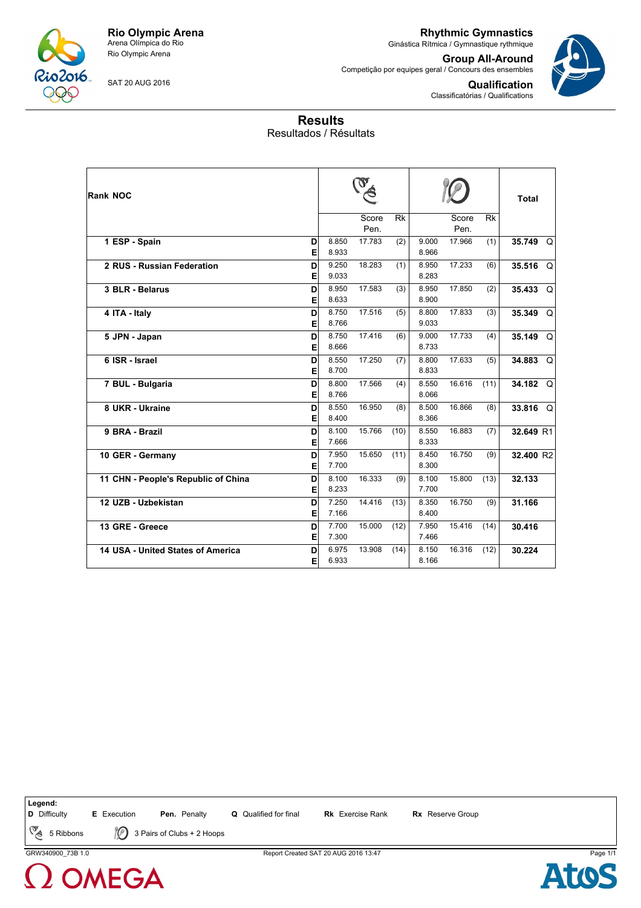**Rio Olympic Arena**
Arena Olímpica do Rio
Rio Olympic Arena

SAT 20 AUG 2016

**Rhythmic Gymnastics**
Ginástica Rítmica / Gymnastique rythmique

**Group All-Around**
Competição por equipes geral / Concours des ensembles

**Qualification**
Classificatórias / Qualifications

# Results
Resultados / Résultats

| Rank | NOC | | 5 Ribbons | Score Pen. | Rk | 3 Pairs of Clubs + 2 Hoops | Score Pen. | Rk | Total | |
|---|---|---|---|---|---|---|---|---|---|---|
| 1 | ESP - Spain | D | 8.850 | 17.783 | (2) | 9.000 | 17.966 | (1) | 35.749 | Q |
| | | E | 8.933 | | | 8.966 | | | | |
| 2 | RUS - Russian Federation | D | 9.250 | 18.283 | (1) | 8.950 | 17.233 | (6) | 35.516 | Q |
| | | E | 9.033 | | | 8.283 | | | | |
| 3 | BLR - Belarus | D | 8.950 | 17.583 | (3) | 8.950 | 17.850 | (2) | 35.433 | Q |
| | | E | 8.633 | | | 8.900 | | | | |
| 4 | ITA - Italy | D | 8.750 | 17.516 | (5) | 8.800 | 17.833 | (3) | 35.349 | Q |
| | | E | 8.766 | | | 9.033 | | | | |
| 5 | JPN - Japan | D | 8.750 | 17.416 | (6) | 9.000 | 17.733 | (4) | 35.149 | Q |
| | | E | 8.666 | | | 8.733 | | | | |
| 6 | ISR - Israel | D | 8.550 | 17.250 | (7) | 8.800 | 17.633 | (5) | 34.883 | Q |
| | | E | 8.700 | | | 8.833 | | | | |
| 7 | BUL - Bulgaria | D | 8.800 | 17.566 | (4) | 8.550 | 16.616 | (11) | 34.182 | Q |
| | | E | 8.766 | | | 8.066 | | | | |
| 8 | UKR - Ukraine | D | 8.550 | 16.950 | (8) | 8.500 | 16.866 | (8) | 33.816 | Q |
| | | E | 8.400 | | | 8.366 | | | | |
| 9 | BRA - Brazil | D | 8.100 | 15.766 | (10) | 8.550 | 16.883 | (7) | 32.649 | R1 |
| | | E | 7.666 | | | 8.333 | | | | |
| 10 | GER - Germany | D | 7.950 | 15.650 | (11) | 8.450 | 16.750 | (9) | 32.400 | R2 |
| | | E | 7.700 | | | 8.300 | | | | |
| 11 | CHN - People's Republic of China | D | 8.100 | 16.333 | (9) | 8.100 | 15.800 | (13) | 32.133 | |
| | | E | 8.233 | | | 7.700 | | | | |
| 12 | UZB - Uzbekistan | D | 7.250 | 14.416 | (13) | 8.350 | 16.750 | (9) | 31.166 | |
| | | E | 7.166 | | | 8.400 | | | | |
| 13 | GRE - Greece | D | 7.700 | 15.000 | (12) | 7.950 | 15.416 | (14) | 30.416 | |
| | | E | 7.300 | | | 7.466 | | | | |
| 14 | USA - United States of America | D | 6.975 | 13.908 | (14) | 8.150 | 16.316 | (12) | 30.224 | |
| | | E | 6.933 | | | 8.166 | | | | |

**Legend:**
**D** Difficulty **E** Execution **Pen.** Penalty **Q** Qualified for final **Rk** Exercise Rank **Rx** Reserve Group
5 Ribbons; 3 Pairs of Clubs + 2 Hoops

GRW340900_73B 1.0 Report Created SAT 20 AUG 2016 13:47